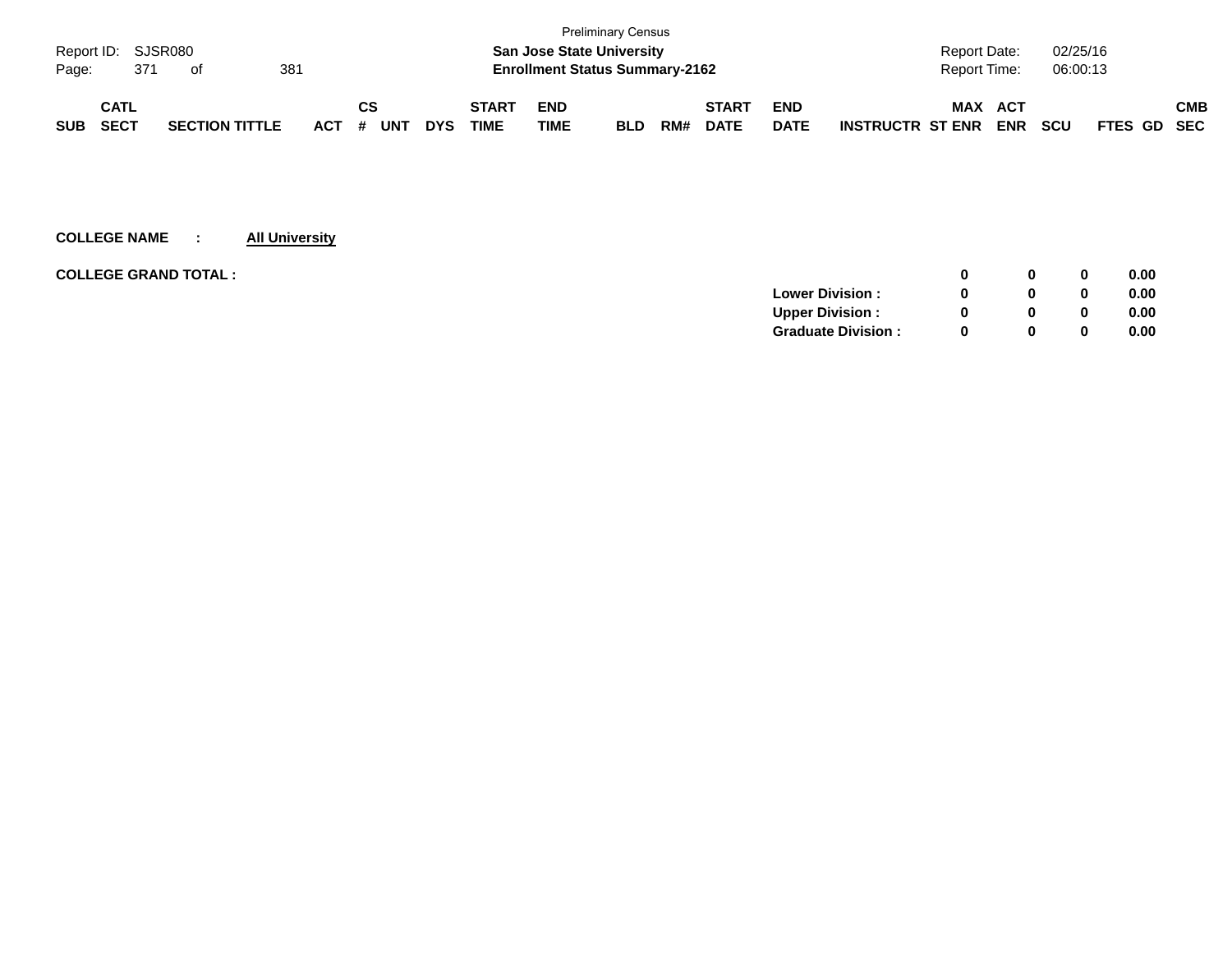Preliminary Census

Report ID: SJSR080

**San Jose State University**

**Enrollment Status Summary-2162**

Report Date: 02/25/16

Report Time: 06:00:13

| SUB | CATL SECT | SECTION TITTLE | ACT | CS # | UNT | DYS | START TIME | END TIME | BLD | RM# | START DATE | END DATE | INSTRUCTR | MAX ST ENR | ACT ENR | SCU | FTES | GD | CMB SEC |
|---|---|---|---|---|---|---|---|---|---|---|---|---|---|---|---|---|---|---|---|

**COLLEGE NAME : All University**

| | | MAX ST ENR | ACT ENR | SCU | FTES |
|---|---|---|---|---|---|
| **COLLEGE GRAND TOTAL :** | | **0** | **0** | **0** | **0.00** |
| | **Lower Division :** | **0** | **0** | **0** | **0.00** |
| | **Upper Division :** | **0** | **0** | **0** | **0.00** |
| | **Graduate Division :** | **0** | **0** | **0** | **0.00** |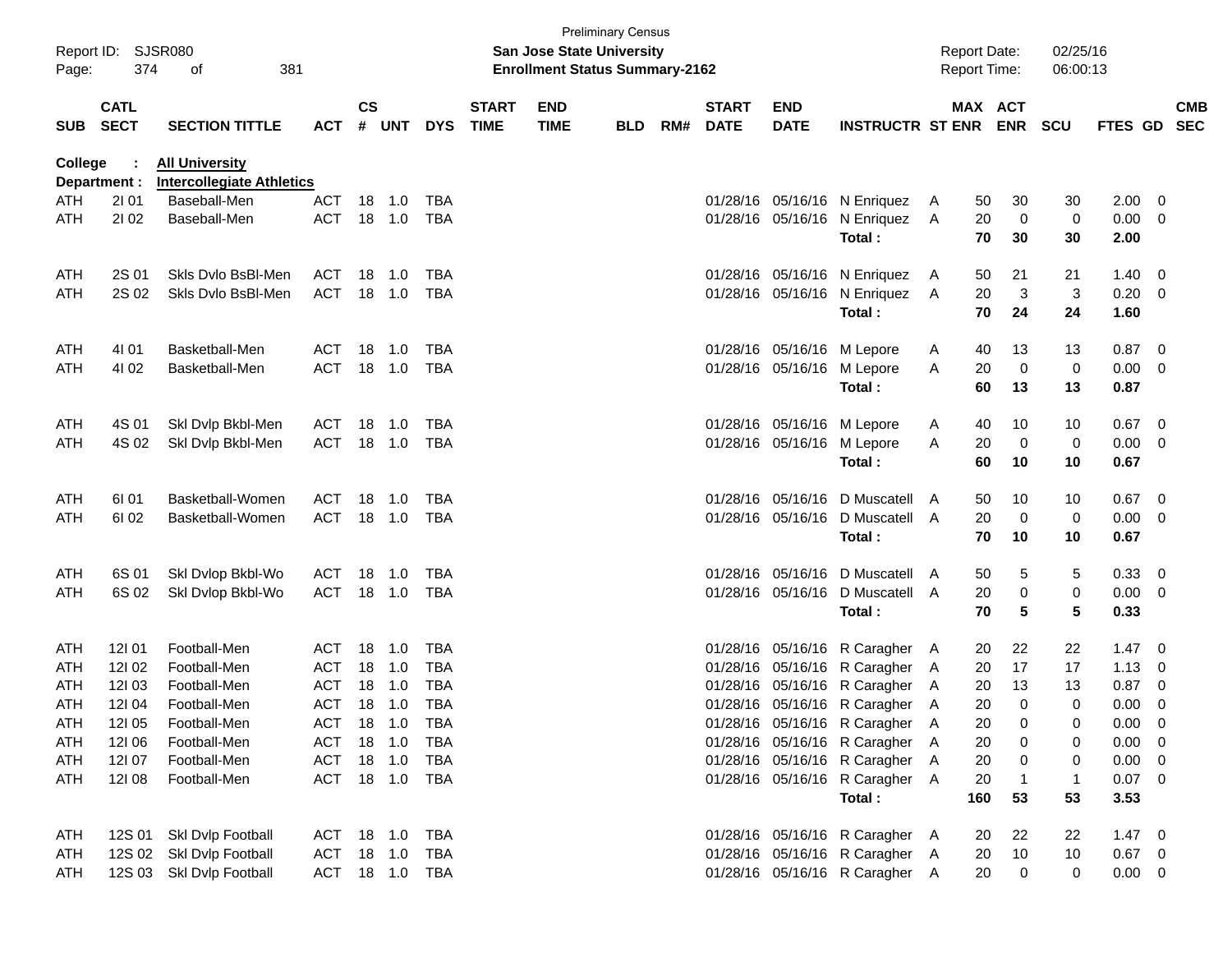Preliminary Census
**San Jose State University**
**Enrollment Status Summary-2162**

Report ID: SJSR080
Page: 374 of 381

Report Date: 02/25/16
Report Time: 06:00:13

**College : All University**
**Department : Intercollegiate Athletics**

| SUB | CATL SECT | SECTION TITTLE | ACT | CS # | UNT | DYS | START TIME | END TIME | BLD | RM# | START DATE | END DATE | INSTRUCTR | ST | MAX ENR | ACT ENR | SCU | FTES | GD | CMB SEC |
|---|---|---|---|---|---|---|---|---|---|---|---|---|---|---|---|---|---|---|---|---|
| ATH | 2I 01 | Baseball-Men | ACT | 18 | 1.0 | TBA | | | | | 01/28/16 | 05/16/16 | N Enriquez | A | 50 | 30 | 30 | 2.00 | 0 | |
| ATH | 2I 02 | Baseball-Men | ACT | 18 | 1.0 | TBA | | | | | 01/28/16 | 05/16/16 | N Enriquez | A | 20 | 0 | 0 | 0.00 | 0 | |
| | | | | | | | | | | | | | **Total :** | | **70** | **30** | **30** | **2.00** | | |
| ATH | 2S 01 | Skls Dvlo BsBl-Men | ACT | 18 | 1.0 | TBA | | | | | 01/28/16 | 05/16/16 | N Enriquez | A | 50 | 21 | 21 | 1.40 | 0 | |
| ATH | 2S 02 | Skls Dvlo BsBl-Men | ACT | 18 | 1.0 | TBA | | | | | 01/28/16 | 05/16/16 | N Enriquez | A | 20 | 3 | 3 | 0.20 | 0 | |
| | | | | | | | | | | | | | **Total :** | | **70** | **24** | **24** | **1.60** | | |
| ATH | 4I 01 | Basketball-Men | ACT | 18 | 1.0 | TBA | | | | | 01/28/16 | 05/16/16 | M Lepore | A | 40 | 13 | 13 | 0.87 | 0 | |
| ATH | 4I 02 | Basketball-Men | ACT | 18 | 1.0 | TBA | | | | | 01/28/16 | 05/16/16 | M Lepore | A | 20 | 0 | 0 | 0.00 | 0 | |
| | | | | | | | | | | | | | **Total :** | | **60** | **13** | **13** | **0.87** | | |
| ATH | 4S 01 | Skl Dvlp Bkbl-Men | ACT | 18 | 1.0 | TBA | | | | | 01/28/16 | 05/16/16 | M Lepore | A | 40 | 10 | 10 | 0.67 | 0 | |
| ATH | 4S 02 | Skl Dvlp Bkbl-Men | ACT | 18 | 1.0 | TBA | | | | | 01/28/16 | 05/16/16 | M Lepore | A | 20 | 0 | 0 | 0.00 | 0 | |
| | | | | | | | | | | | | | **Total :** | | **60** | **10** | **10** | **0.67** | | |
| ATH | 6I 01 | Basketball-Women | ACT | 18 | 1.0 | TBA | | | | | 01/28/16 | 05/16/16 | D Muscatell | A | 50 | 10 | 10 | 0.67 | 0 | |
| ATH | 6I 02 | Basketball-Women | ACT | 18 | 1.0 | TBA | | | | | 01/28/16 | 05/16/16 | D Muscatell | A | 20 | 0 | 0 | 0.00 | 0 | |
| | | | | | | | | | | | | | **Total :** | | **70** | **10** | **10** | **0.67** | | |
| ATH | 6S 01 | Skl Dvlop Bkbl-Wo | ACT | 18 | 1.0 | TBA | | | | | 01/28/16 | 05/16/16 | D Muscatell | A | 50 | 5 | 5 | 0.33 | 0 | |
| ATH | 6S 02 | Skl Dvlop Bkbl-Wo | ACT | 18 | 1.0 | TBA | | | | | 01/28/16 | 05/16/16 | D Muscatell | A | 20 | 0 | 0 | 0.00 | 0 | |
| | | | | | | | | | | | | | **Total :** | | **70** | **5** | **5** | **0.33** | | |
| ATH | 12I 01 | Football-Men | ACT | 18 | 1.0 | TBA | | | | | 01/28/16 | 05/16/16 | R Caragher | A | 20 | 22 | 22 | 1.47 | 0 | |
| ATH | 12I 02 | Football-Men | ACT | 18 | 1.0 | TBA | | | | | 01/28/16 | 05/16/16 | R Caragher | A | 20 | 17 | 17 | 1.13 | 0 | |
| ATH | 12I 03 | Football-Men | ACT | 18 | 1.0 | TBA | | | | | 01/28/16 | 05/16/16 | R Caragher | A | 20 | 13 | 13 | 0.87 | 0 | |
| ATH | 12I 04 | Football-Men | ACT | 18 | 1.0 | TBA | | | | | 01/28/16 | 05/16/16 | R Caragher | A | 20 | 0 | 0 | 0.00 | 0 | |
| ATH | 12I 05 | Football-Men | ACT | 18 | 1.0 | TBA | | | | | 01/28/16 | 05/16/16 | R Caragher | A | 20 | 0 | 0 | 0.00 | 0 | |
| ATH | 12I 06 | Football-Men | ACT | 18 | 1.0 | TBA | | | | | 01/28/16 | 05/16/16 | R Caragher | A | 20 | 0 | 0 | 0.00 | 0 | |
| ATH | 12I 07 | Football-Men | ACT | 18 | 1.0 | TBA | | | | | 01/28/16 | 05/16/16 | R Caragher | A | 20 | 0 | 0 | 0.00 | 0 | |
| ATH | 12I 08 | Football-Men | ACT | 18 | 1.0 | TBA | | | | | 01/28/16 | 05/16/16 | R Caragher | A | 20 | 1 | 1 | 0.07 | 0 | |
| | | | | | | | | | | | | | **Total :** | | **160** | **53** | **53** | **3.53** | | |
| ATH | 12S 01 | Skl Dvlp Football | ACT | 18 | 1.0 | TBA | | | | | 01/28/16 | 05/16/16 | R Caragher | A | 20 | 22 | 22 | 1.47 | 0 | |
| ATH | 12S 02 | Skl Dvlp Football | ACT | 18 | 1.0 | TBA | | | | | 01/28/16 | 05/16/16 | R Caragher | A | 20 | 10 | 10 | 0.67 | 0 | |
| ATH | 12S 03 | Skl Dvlp Football | ACT | 18 | 1.0 | TBA | | | | | 01/28/16 | 05/16/16 | R Caragher | A | 20 | 0 | 0 | 0.00 | 0 | |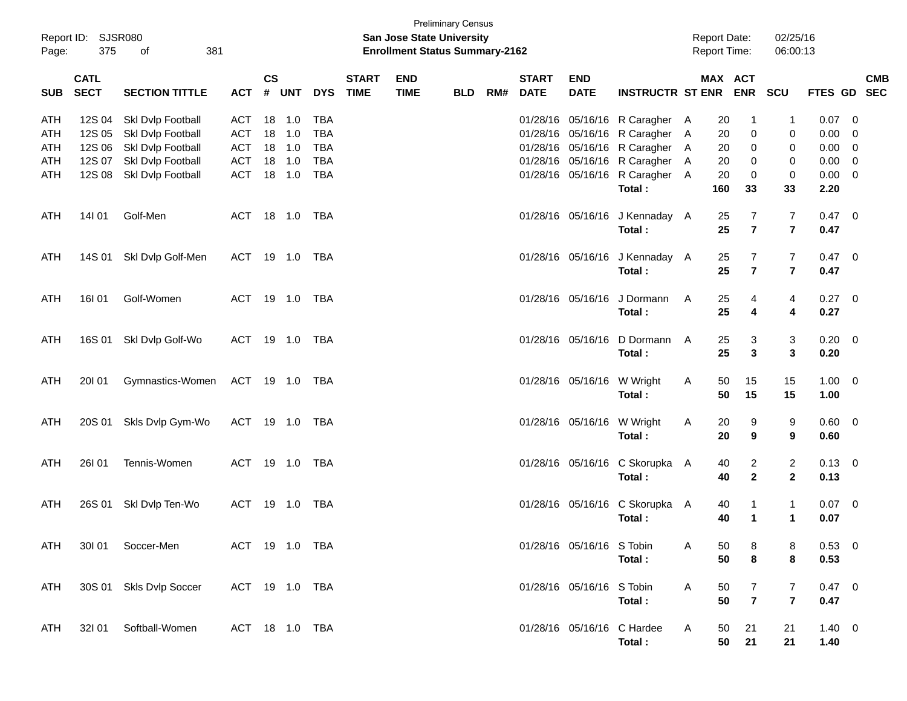Preliminary Census

Report ID: SJSR080

**San Jose State University**

**Enrollment Status Summary-2162**

Report Date: 02/25/16

Report Time: 06:00:13

| SUB | CATL SECT | SECTION TITTLE | ACT | CS # | UNT | DYS | START TIME | END TIME | BLD | RM# | START DATE | END DATE | INSTRUCTR | ST | MAX ENR | ACT ENR | SCU | FTES | GD | CMB SEC |
|---|---|---|---|---|---|---|---|---|---|---|---|---|---|---|---|---|---|---|---|---|
| ATH | 12S 04 | Skl Dvlp Football | ACT | 18 | 1.0 | TBA | | | | | 01/28/16 | 05/16/16 | R Caragher | A | 20 | 1 | 1 | 0.07 | 0 | |
| ATH | 12S 05 | Skl Dvlp Football | ACT | 18 | 1.0 | TBA | | | | | 01/28/16 | 05/16/16 | R Caragher | A | 20 | 0 | 0 | 0.00 | 0 | |
| ATH | 12S 06 | Skl Dvlp Football | ACT | 18 | 1.0 | TBA | | | | | 01/28/16 | 05/16/16 | R Caragher | A | 20 | 0 | 0 | 0.00 | 0 | |
| ATH | 12S 07 | Skl Dvlp Football | ACT | 18 | 1.0 | TBA | | | | | 01/28/16 | 05/16/16 | R Caragher | A | 20 | 0 | 0 | 0.00 | 0 | |
| ATH | 12S 08 | Skl Dvlp Football | ACT | 18 | 1.0 | TBA | | | | | 01/28/16 | 05/16/16 | R Caragher | A | 20 | 0 | 0 | 0.00 | 0 | |
| | | | | | | | | | | | | | **Total :** | | **160** | **33** | **33** | **2.20** | | |
| ATH | 14I 01 | Golf-Men | ACT | 18 | 1.0 | TBA | | | | | 01/28/16 | 05/16/16 | J Kennaday | A | 25 | 7 | 7 | 0.47 | 0 | |
| | | | | | | | | | | | | | **Total :** | | **25** | **7** | **7** | **0.47** | | |
| ATH | 14S 01 | Skl Dvlp Golf-Men | ACT | 19 | 1.0 | TBA | | | | | 01/28/16 | 05/16/16 | J Kennaday | A | 25 | 7 | 7 | 0.47 | 0 | |
| | | | | | | | | | | | | | **Total :** | | **25** | **7** | **7** | **0.47** | | |
| ATH | 16I 01 | Golf-Women | ACT | 19 | 1.0 | TBA | | | | | 01/28/16 | 05/16/16 | J Dormann | A | 25 | 4 | 4 | 0.27 | 0 | |
| | | | | | | | | | | | | | **Total :** | | **25** | **4** | **4** | **0.27** | | |
| ATH | 16S 01 | Skl Dvlp Golf-Wo | ACT | 19 | 1.0 | TBA | | | | | 01/28/16 | 05/16/16 | D Dormann | A | 25 | 3 | 3 | 0.20 | 0 | |
| | | | | | | | | | | | | | **Total :** | | **25** | **3** | **3** | **0.20** | | |
| ATH | 20I 01 | Gymnastics-Women | ACT | 19 | 1.0 | TBA | | | | | 01/28/16 | 05/16/16 | W Wright | A | 50 | 15 | 15 | 1.00 | 0 | |
| | | | | | | | | | | | | | **Total :** | | **50** | **15** | **15** | **1.00** | | |
| ATH | 20S 01 | Skls Dvlp Gym-Wo | ACT | 19 | 1.0 | TBA | | | | | 01/28/16 | 05/16/16 | W Wright | A | 20 | 9 | 9 | 0.60 | 0 | |
| | | | | | | | | | | | | | **Total :** | | **20** | **9** | **9** | **0.60** | | |
| ATH | 26I 01 | Tennis-Women | ACT | 19 | 1.0 | TBA | | | | | 01/28/16 | 05/16/16 | C Skorupka | A | 40 | 2 | 2 | 0.13 | 0 | |
| | | | | | | | | | | | | | **Total :** | | **40** | **2** | **2** | **0.13** | | |
| ATH | 26S 01 | Skl Dvlp Ten-Wo | ACT | 19 | 1.0 | TBA | | | | | 01/28/16 | 05/16/16 | C Skorupka | A | 40 | 1 | 1 | 0.07 | 0 | |
| | | | | | | | | | | | | | **Total :** | | **40** | **1** | **1** | **0.07** | | |
| ATH | 30I 01 | Soccer-Men | ACT | 19 | 1.0 | TBA | | | | | 01/28/16 | 05/16/16 | S Tobin | A | 50 | 8 | 8 | 0.53 | 0 | |
| | | | | | | | | | | | | | **Total :** | | **50** | **8** | **8** | **0.53** | | |
| ATH | 30S 01 | Skls Dvlp Soccer | ACT | 19 | 1.0 | TBA | | | | | 01/28/16 | 05/16/16 | S Tobin | A | 50 | 7 | 7 | 0.47 | 0 | |
| | | | | | | | | | | | | | **Total :** | | **50** | **7** | **7** | **0.47** | | |
| ATH | 32I 01 | Softball-Women | ACT | 18 | 1.0 | TBA | | | | | 01/28/16 | 05/16/16 | C Hardee | A | 50 | 21 | 21 | 1.40 | 0 | |
| | | | | | | | | | | | | | **Total :** | | **50** | **21** | **21** | **1.40** | | |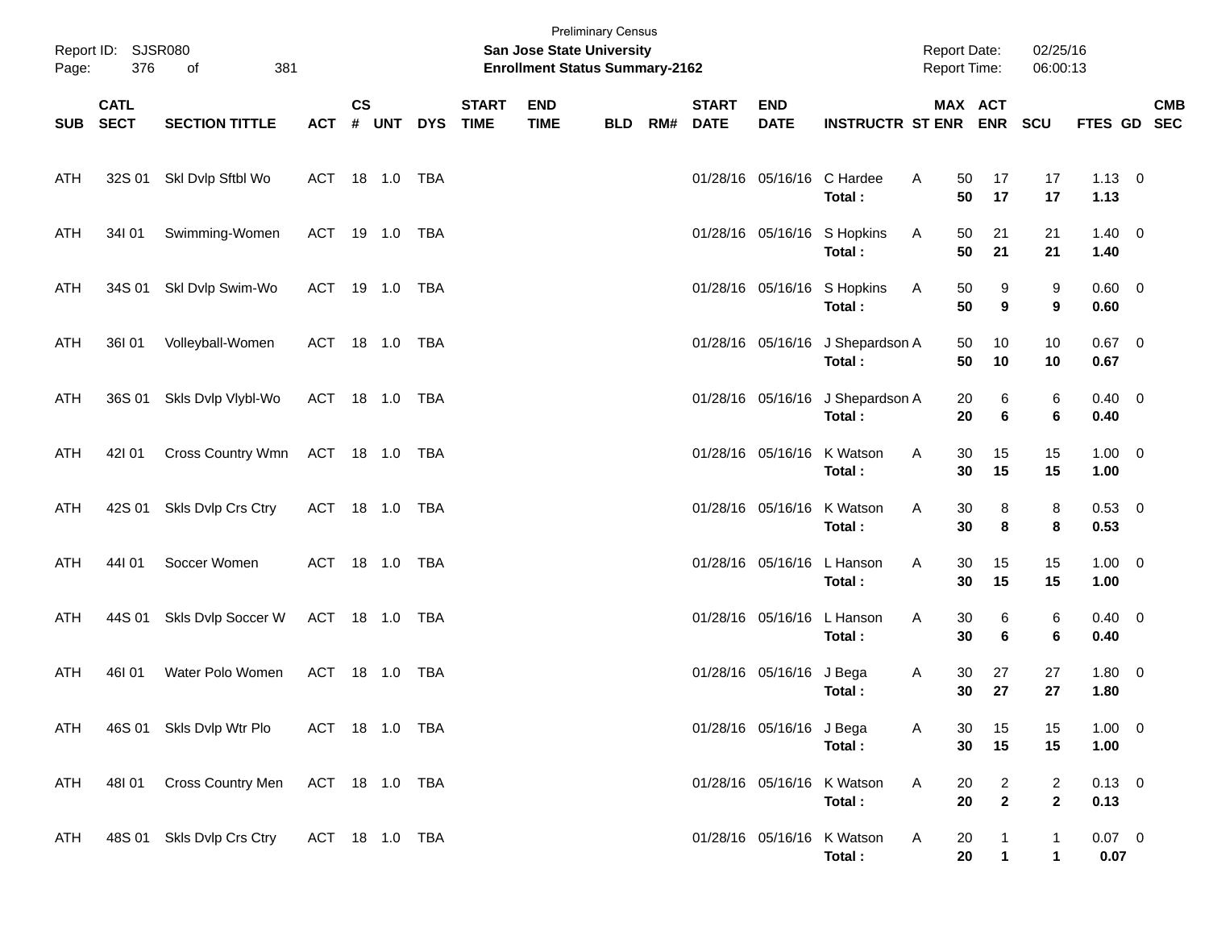Preliminary Census

**San Jose State University**
**Enrollment Status Summary-2162**

Report ID: SJSR080
Report Date: 02/25/16
Report Time: 06:00:13

| SUB | CATL SECT | SECTION TITTLE | ACT | CS # | UNT | DYS | START TIME | END TIME | BLD | RM# | START DATE | END DATE | INSTRUCTR | ST | MAX ENR | ACT ENR | SCU | FTES | GD | CMB SEC |
|---|---|---|---|---|---|---|---|---|---|---|---|---|---|---|---|---|---|---|---|---|
| ATH | 32S 01 | Skl Dvlp Sftbl Wo | ACT | 18 | 1.0 | TBA | | | | | 01/28/16 | 05/16/16 | C Hardee | A | 50 | 17 | 17 | 1.13 | 0 | |
| | | | | | | | | | | | | | **Total :** | | **50** | **17** | **17** | **1.13** | | |
| ATH | 34I 01 | Swimming-Women | ACT | 19 | 1.0 | TBA | | | | | 01/28/16 | 05/16/16 | S Hopkins | A | 50 | 21 | 21 | 1.40 | 0 | |
| | | | | | | | | | | | | | **Total :** | | **50** | **21** | **21** | **1.40** | | |
| ATH | 34S 01 | Skl Dvlp Swim-Wo | ACT | 19 | 1.0 | TBA | | | | | 01/28/16 | 05/16/16 | S Hopkins | A | 50 | 9 | 9 | 0.60 | 0 | |
| | | | | | | | | | | | | | **Total :** | | **50** | **9** | **9** | **0.60** | | |
| ATH | 36I 01 | Volleyball-Women | ACT | 18 | 1.0 | TBA | | | | | 01/28/16 | 05/16/16 | J Shepardson | A | 50 | 10 | 10 | 0.67 | 0 | |
| | | | | | | | | | | | | | **Total :** | | **50** | **10** | **10** | **0.67** | | |
| ATH | 36S 01 | Skls Dvlp Vlybl-Wo | ACT | 18 | 1.0 | TBA | | | | | 01/28/16 | 05/16/16 | J Shepardson | A | 20 | 6 | 6 | 0.40 | 0 | |
| | | | | | | | | | | | | | **Total :** | | **20** | **6** | **6** | **0.40** | | |
| ATH | 42I 01 | Cross Country Wmn | ACT | 18 | 1.0 | TBA | | | | | 01/28/16 | 05/16/16 | K Watson | A | 30 | 15 | 15 | 1.00 | 0 | |
| | | | | | | | | | | | | | **Total :** | | **30** | **15** | **15** | **1.00** | | |
| ATH | 42S 01 | Skls Dvlp Crs Ctry | ACT | 18 | 1.0 | TBA | | | | | 01/28/16 | 05/16/16 | K Watson | A | 30 | 8 | 8 | 0.53 | 0 | |
| | | | | | | | | | | | | | **Total :** | | **30** | **8** | **8** | **0.53** | | |
| ATH | 44I 01 | Soccer Women | ACT | 18 | 1.0 | TBA | | | | | 01/28/16 | 05/16/16 | L Hanson | A | 30 | 15 | 15 | 1.00 | 0 | |
| | | | | | | | | | | | | | **Total :** | | **30** | **15** | **15** | **1.00** | | |
| ATH | 44S 01 | Skls Dvlp Soccer W | ACT | 18 | 1.0 | TBA | | | | | 01/28/16 | 05/16/16 | L Hanson | A | 30 | 6 | 6 | 0.40 | 0 | |
| | | | | | | | | | | | | | **Total :** | | **30** | **6** | **6** | **0.40** | | |
| ATH | 46I 01 | Water Polo Women | ACT | 18 | 1.0 | TBA | | | | | 01/28/16 | 05/16/16 | J Bega | A | 30 | 27 | 27 | 1.80 | 0 | |
| | | | | | | | | | | | | | **Total :** | | **30** | **27** | **27** | **1.80** | | |
| ATH | 46S 01 | Skls Dvlp Wtr Plo | ACT | 18 | 1.0 | TBA | | | | | 01/28/16 | 05/16/16 | J Bega | A | 30 | 15 | 15 | 1.00 | 0 | |
| | | | | | | | | | | | | | **Total :** | | **30** | **15** | **15** | **1.00** | | |
| ATH | 48I 01 | Cross Country Men | ACT | 18 | 1.0 | TBA | | | | | 01/28/16 | 05/16/16 | K Watson | A | 20 | 2 | 2 | 0.13 | 0 | |
| | | | | | | | | | | | | | **Total :** | | **20** | **2** | **2** | **0.13** | | |
| ATH | 48S 01 | Skls Dvlp Crs Ctry | ACT | 18 | 1.0 | TBA | | | | | 01/28/16 | 05/16/16 | K Watson | A | 20 | 1 | 1 | 0.07 | 0 | |
| | | | | | | | | | | | | | **Total :** | | **20** | **1** | **1** | **0.07** | | |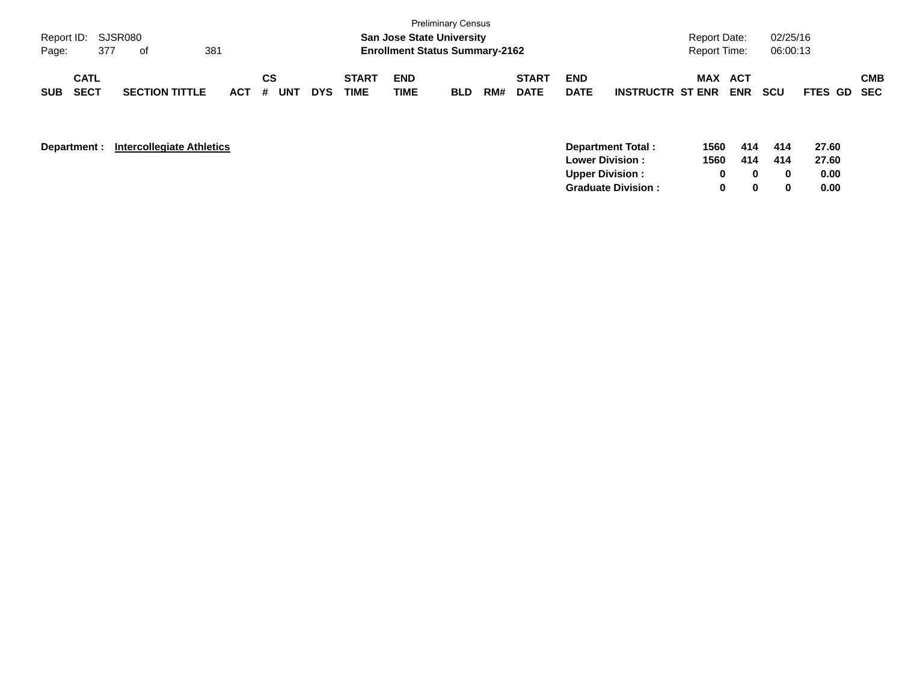Preliminary Census

**San Jose State University**

**Enrollment Status Summary-2162**

Report ID: SJSR080 | Report Date: 02/25/16 | Report Time: 06:00:13

| SUB | CATL SECT | SECTION TITTLE | ACT | CS # | UNT | DYS | START TIME | END TIME | BLD | RM# | START DATE | END DATE | INSTRUCTR | ST | MAX ENR | ACT ENR | SCU | FTES | GD | CMB SEC |
|---|---|---|---|---|---|---|---|---|---|---|---|---|---|---|---|---|---|---|---|---|

**Department :** **Intercollegiate Athletics**

| | MAX ENR | ACT ENR | SCU | FTES |
|---|---|---|---|---|
| **Department Total :** | **1560** | **414** | **414** | **27.60** |
| **Lower Division :** | **1560** | **414** | **414** | **27.60** |
| **Upper Division :** | **0** | **0** | **0** | **0.00** |
| **Graduate Division :** | **0** | **0** | **0** | **0.00** |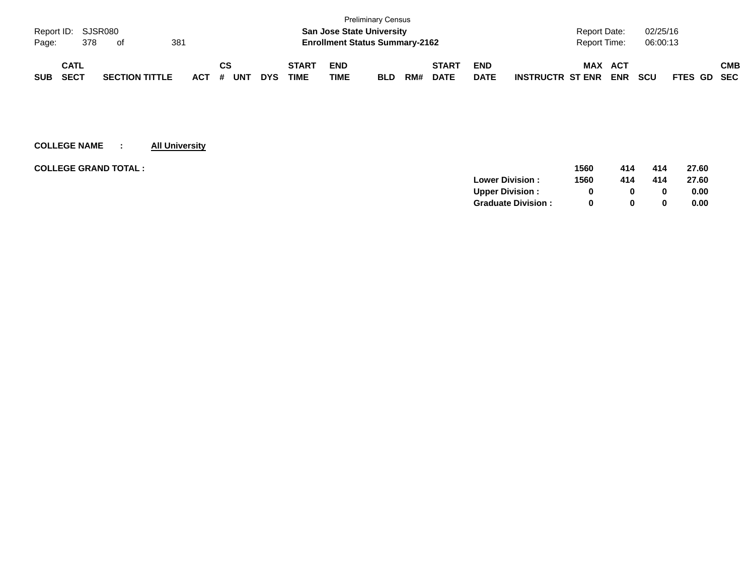Preliminary Census

**San Jose State University**

**Enrollment Status Summary-2162**

Report ID: SJSR080

Report Date: 02/25/16

Report Time: 06:00:13

| SUB | CATL SECT | SECTION TITTLE | ACT | CS # | UNT | DYS | START TIME | END TIME | BLD | RM# | START DATE | END DATE | INSTRUCTR | MAX ST ENR | ACT ENR | SCU | FTES | GD | CMB SEC |
|---|---|---|---|---|---|---|---|---|---|---|---|---|---|---|---|---|---|---|---|

**COLLEGE NAME : All University**

| | | MAX ST ENR | ACT ENR | SCU | FTES |
|---|---|---|---|---|---|
| **COLLEGE GRAND TOTAL :** | | **1560** | **414** | **414** | **27.60** |
| | **Lower Division :** | **1560** | **414** | **414** | **27.60** |
| | **Upper Division :** | **0** | **0** | **0** | **0.00** |
| | **Graduate Division :** | **0** | **0** | **0** | **0.00** |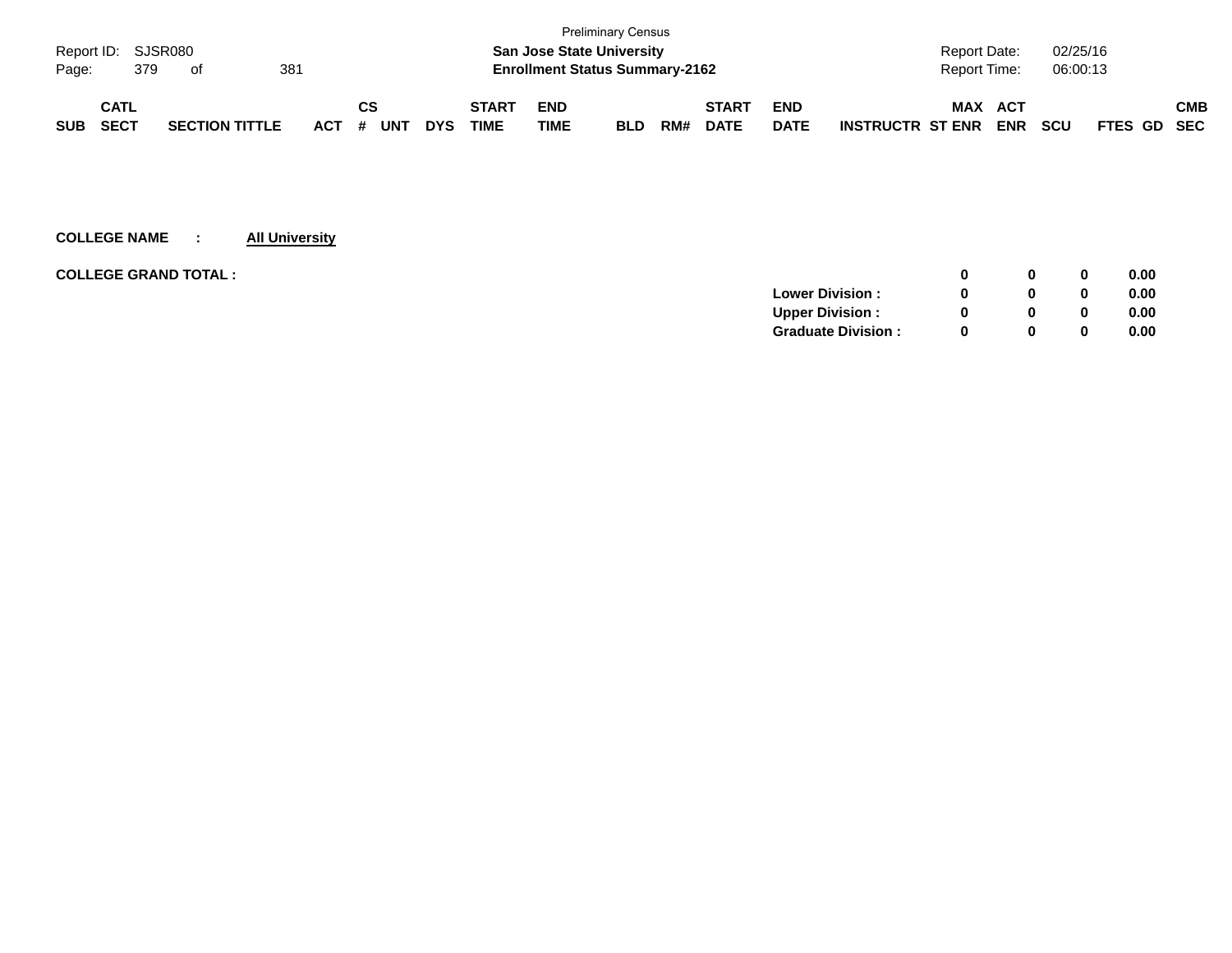| SUB | CATL SECT | SECTION TITTLE | ACT | CS # | UNT | DYS | START TIME | END TIME | BLD | RM# | START DATE | END DATE | INSTRUCTR | MAX ST ENR | ACT ENR | SCU | FTES | GD | CMB SEC |
|---|---|---|---|---|---|---|---|---|---|---|---|---|---|---|---|---|---|---|---|

**COLLEGE NAME : All University**

| | | MAX ST ENR | ACT ENR | SCU | FTES |
|---|---|---|---|---|---|
| **COLLEGE GRAND TOTAL :** | | **0** | **0** | **0** | **0.00** |
| | **Lower Division :** | **0** | **0** | **0** | **0.00** |
| | **Upper Division :** | **0** | **0** | **0** | **0.00** |
| | **Graduate Division :** | **0** | **0** | **0** | **0.00** |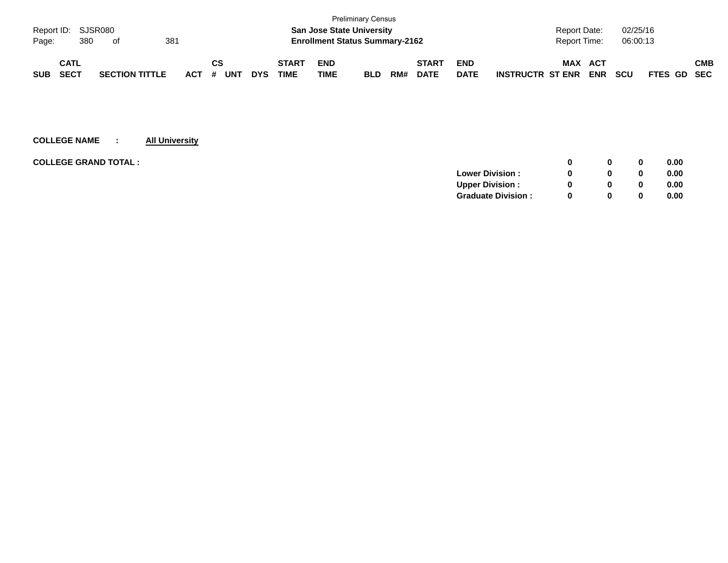Preliminary Census

**San Jose State University**
**Enrollment Status Summary-2162**

Report ID: SJSR080
Report Date: 02/25/16
Report Time: 06:00:13

| SUB | CATL SECT | SECTION TITTLE | ACT | CS # | UNT | DYS | START TIME | END TIME | BLD | RM# | START DATE | END DATE | INSTRUCTR | MAX ST ENR | ACT ENR | SCU | FTES | GD | CMB SEC |
|---|---|---|---|---|---|---|---|---|---|---|---|---|---|---|---|---|---|---|---|

**COLLEGE NAME : All University**

| | | MAX ST ENR | ACT ENR | SCU | FTES |
|---|---|---|---|---|---|
| **COLLEGE GRAND TOTAL :** | | **0** | **0** | **0** | **0.00** |
| | **Lower Division :** | **0** | **0** | **0** | **0.00** |
| | **Upper Division :** | **0** | **0** | **0** | **0.00** |
| | **Graduate Division :** | **0** | **0** | **0** | **0.00** |